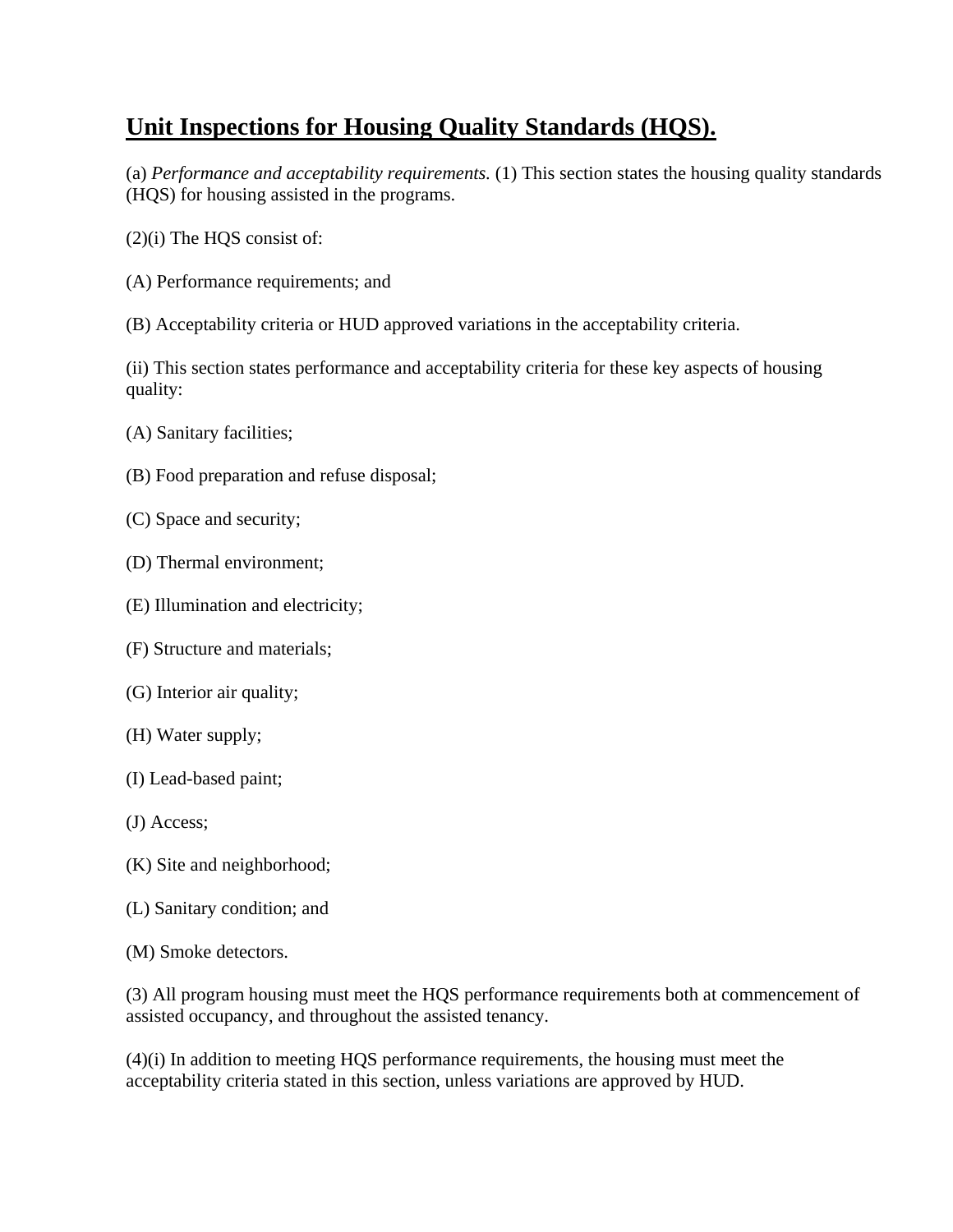# **Unit Inspections for Housing Quality Standards (HQS).**

(a) *Performance and acceptability requirements.* (1) This section states the housing quality standards (HQS) for housing assisted in the programs.

(2)(i) The HQS consist of:

(A) Performance requirements; and

(B) Acceptability criteria or HUD approved variations in the acceptability criteria.

(ii) This section states performance and acceptability criteria for these key aspects of housing quality:

(A) Sanitary facilities;

(B) Food preparation and refuse disposal;

(C) Space and security;

(D) Thermal environment;

(E) Illumination and electricity;

(F) Structure and materials;

(G) Interior air quality;

(H) Water supply;

(I) Lead-based paint;

(J) Access;

(K) Site and neighborhood;

(L) Sanitary condition; and

(M) Smoke detectors.

(3) All program housing must meet the HQS performance requirements both at commencement of assisted occupancy, and throughout the assisted tenancy.

(4)(i) In addition to meeting HQS performance requirements, the housing must meet the acceptability criteria stated in this section, unless variations are approved by HUD.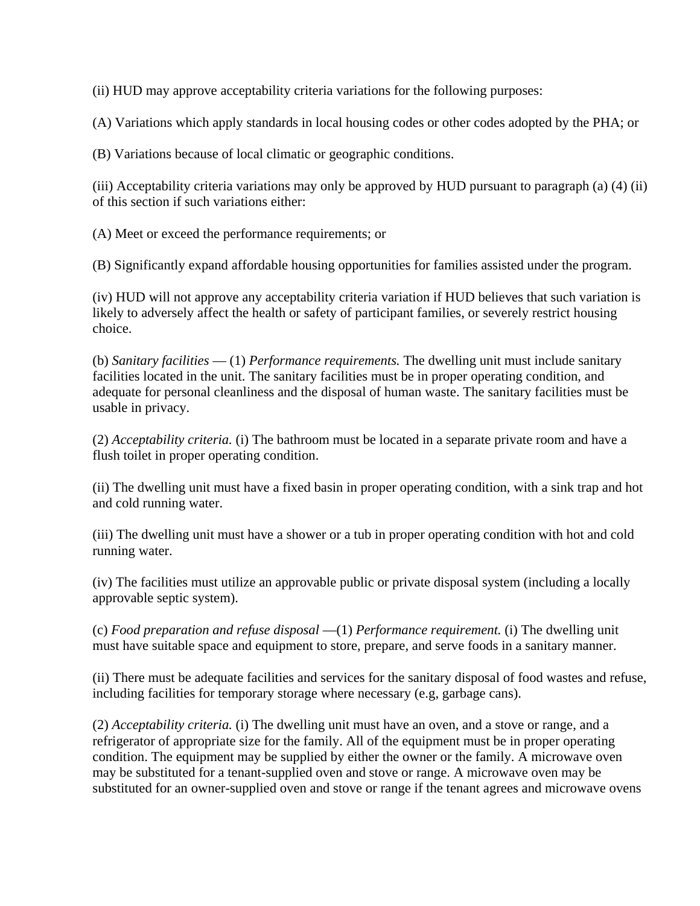(ii) HUD may approve acceptability criteria variations for the following purposes:

(A) Variations which apply standards in local housing codes or other codes adopted by the PHA; or

(B) Variations because of local climatic or geographic conditions.

(iii) Acceptability criteria variations may only be approved by HUD pursuant to paragraph (a) (4) (ii) of this section if such variations either:

(A) Meet or exceed the performance requirements; or

(B) Significantly expand affordable housing opportunities for families assisted under the program.

(iv) HUD will not approve any acceptability criteria variation if HUD believes that such variation is likely to adversely affect the health or safety of participant families, or severely restrict housing choice.

(b) *Sanitary facilities* — (1) *Performance requirements.* The dwelling unit must include sanitary facilities located in the unit. The sanitary facilities must be in proper operating condition, and adequate for personal cleanliness and the disposal of human waste. The sanitary facilities must be usable in privacy.

(2) *Acceptability criteria.* (i) The bathroom must be located in a separate private room and have a flush toilet in proper operating condition.

(ii) The dwelling unit must have a fixed basin in proper operating condition, with a sink trap and hot and cold running water.

(iii) The dwelling unit must have a shower or a tub in proper operating condition with hot and cold running water.

(iv) The facilities must utilize an approvable public or private disposal system (including a locally approvable septic system).

(c) *Food preparation and refuse disposal* —(1) *Performance requirement.* (i) The dwelling unit must have suitable space and equipment to store, prepare, and serve foods in a sanitary manner.

(ii) There must be adequate facilities and services for the sanitary disposal of food wastes and refuse, including facilities for temporary storage where necessary (e.g, garbage cans).

(2) *Acceptability criteria.* (i) The dwelling unit must have an oven, and a stove or range, and a refrigerator of appropriate size for the family. All of the equipment must be in proper operating condition. The equipment may be supplied by either the owner or the family. A microwave oven may be substituted for a tenant-supplied oven and stove or range. A microwave oven may be substituted for an owner-supplied oven and stove or range if the tenant agrees and microwave ovens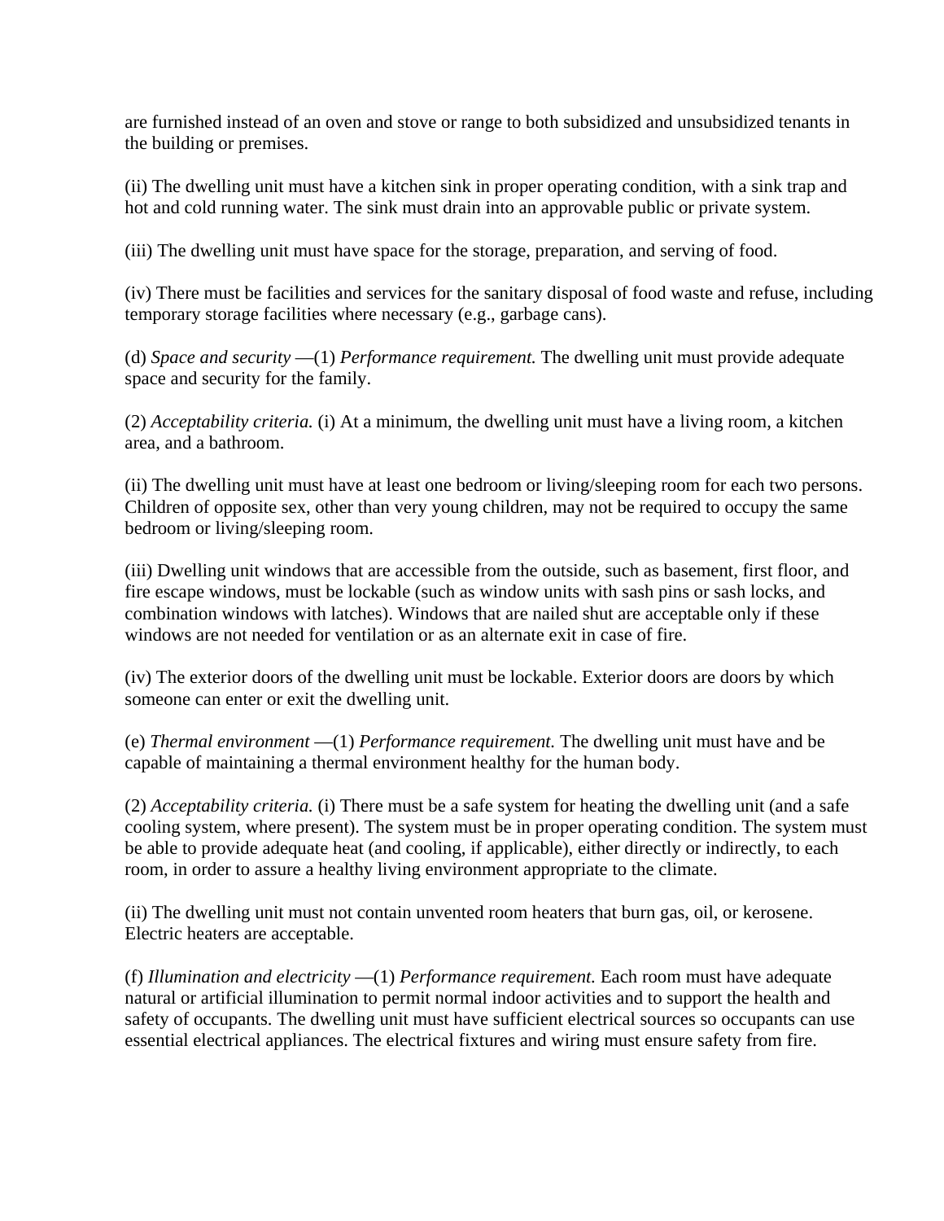are furnished instead of an oven and stove or range to both subsidized and unsubsidized tenants in the building or premises.

(ii) The dwelling unit must have a kitchen sink in proper operating condition, with a sink trap and hot and cold running water. The sink must drain into an approvable public or private system.

(iii) The dwelling unit must have space for the storage, preparation, and serving of food.

(iv) There must be facilities and services for the sanitary disposal of food waste and refuse, including temporary storage facilities where necessary (e.g., garbage cans).

(d) *Space and security* —(1) *Performance requirement.* The dwelling unit must provide adequate space and security for the family.

(2) *Acceptability criteria.* (i) At a minimum, the dwelling unit must have a living room, a kitchen area, and a bathroom.

(ii) The dwelling unit must have at least one bedroom or living/sleeping room for each two persons. Children of opposite sex, other than very young children, may not be required to occupy the same bedroom or living/sleeping room.

(iii) Dwelling unit windows that are accessible from the outside, such as basement, first floor, and fire escape windows, must be lockable (such as window units with sash pins or sash locks, and combination windows with latches). Windows that are nailed shut are acceptable only if these windows are not needed for ventilation or as an alternate exit in case of fire.

(iv) The exterior doors of the dwelling unit must be lockable. Exterior doors are doors by which someone can enter or exit the dwelling unit.

(e) *Thermal environment* —(1) *Performance requirement.* The dwelling unit must have and be capable of maintaining a thermal environment healthy for the human body.

(2) *Acceptability criteria.* (i) There must be a safe system for heating the dwelling unit (and a safe cooling system, where present). The system must be in proper operating condition. The system must be able to provide adequate heat (and cooling, if applicable), either directly or indirectly, to each room, in order to assure a healthy living environment appropriate to the climate.

(ii) The dwelling unit must not contain unvented room heaters that burn gas, oil, or kerosene. Electric heaters are acceptable.

(f) *Illumination and electricity* —(1) *Performance requirement.* Each room must have adequate natural or artificial illumination to permit normal indoor activities and to support the health and safety of occupants. The dwelling unit must have sufficient electrical sources so occupants can use essential electrical appliances. The electrical fixtures and wiring must ensure safety from fire.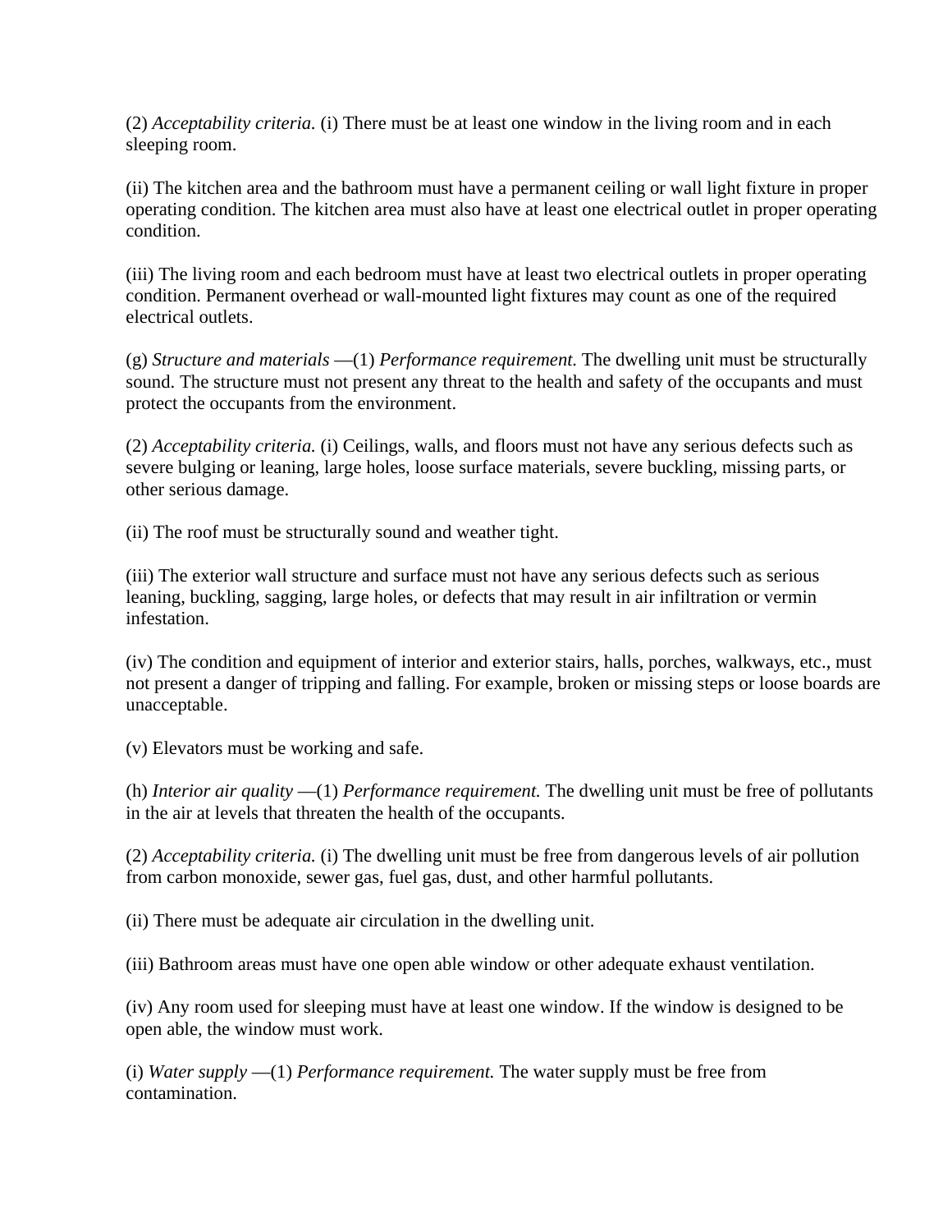(2) *Acceptability criteria.* (i) There must be at least one window in the living room and in each sleeping room.

(ii) The kitchen area and the bathroom must have a permanent ceiling or wall light fixture in proper operating condition. The kitchen area must also have at least one electrical outlet in proper operating condition.

(iii) The living room and each bedroom must have at least two electrical outlets in proper operating condition. Permanent overhead or wall-mounted light fixtures may count as one of the required electrical outlets.

(g) *Structure and materials* —(1) *Performance requirement.* The dwelling unit must be structurally sound. The structure must not present any threat to the health and safety of the occupants and must protect the occupants from the environment.

(2) *Acceptability criteria.* (i) Ceilings, walls, and floors must not have any serious defects such as severe bulging or leaning, large holes, loose surface materials, severe buckling, missing parts, or other serious damage.

(ii) The roof must be structurally sound and weather tight.

(iii) The exterior wall structure and surface must not have any serious defects such as serious leaning, buckling, sagging, large holes, or defects that may result in air infiltration or vermin infestation.

(iv) The condition and equipment of interior and exterior stairs, halls, porches, walkways, etc., must not present a danger of tripping and falling. For example, broken or missing steps or loose boards are unacceptable.

(v) Elevators must be working and safe.

(h) *Interior air quality* —(1) *Performance requirement.* The dwelling unit must be free of pollutants in the air at levels that threaten the health of the occupants.

(2) *Acceptability criteria.* (i) The dwelling unit must be free from dangerous levels of air pollution from carbon monoxide, sewer gas, fuel gas, dust, and other harmful pollutants.

(ii) There must be adequate air circulation in the dwelling unit.

(iii) Bathroom areas must have one open able window or other adequate exhaust ventilation.

(iv) Any room used for sleeping must have at least one window. If the window is designed to be open able, the window must work.

(i) *Water supply* —(1) *Performance requirement.* The water supply must be free from contamination.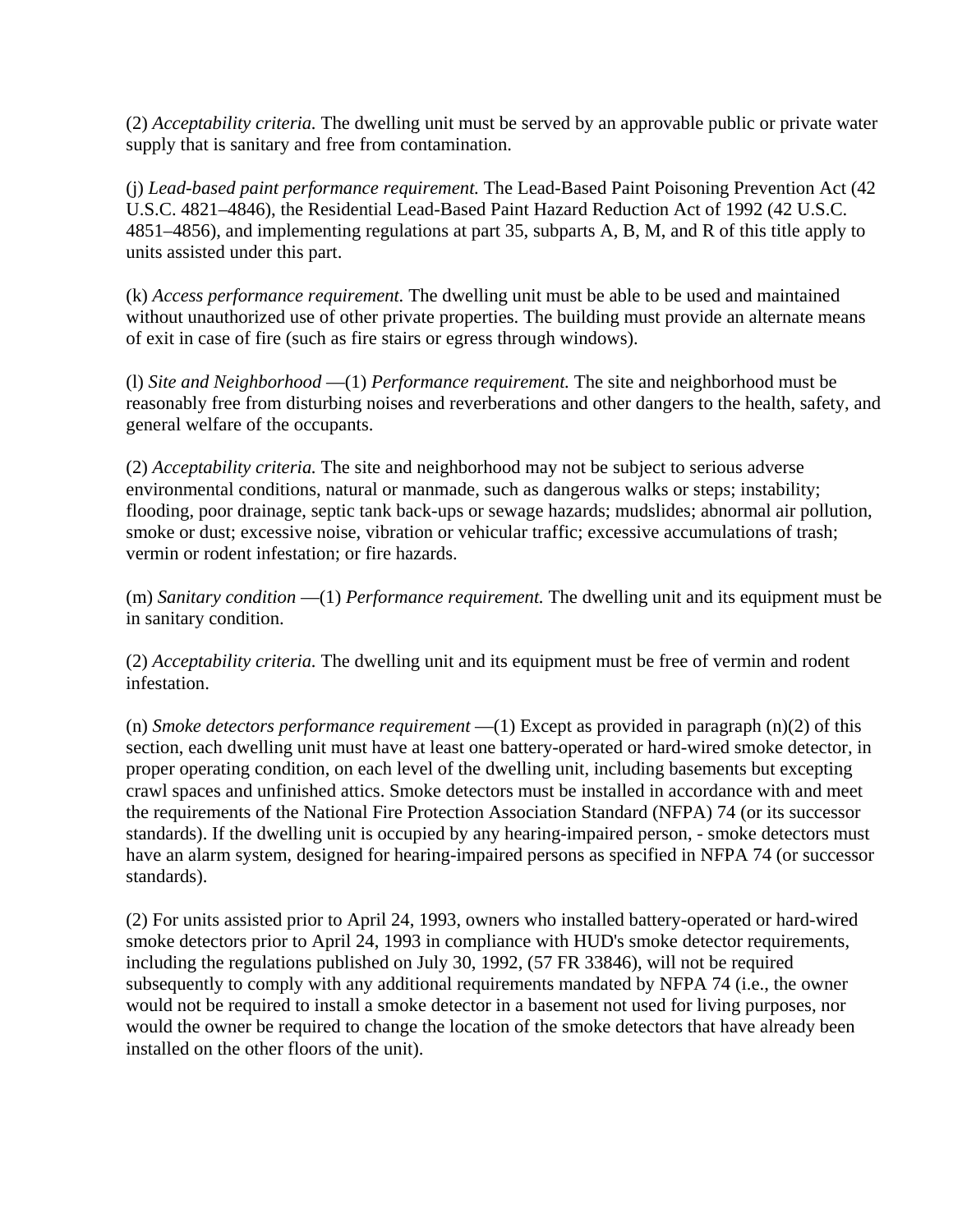(2) *Acceptability criteria.* The dwelling unit must be served by an approvable public or private water supply that is sanitary and free from contamination.

(j) *Lead-based paint performance requirement.* The Lead-Based Paint Poisoning Prevention Act (42 U.S.C. 4821–4846), the Residential Lead-Based Paint Hazard Reduction Act of 1992 (42 U.S.C. 4851–4856), and implementing regulations at part 35, subparts A, B, M, and R of this title apply to units assisted under this part.

(k) *Access performance requirement.* The dwelling unit must be able to be used and maintained without unauthorized use of other private properties. The building must provide an alternate means of exit in case of fire (such as fire stairs or egress through windows).

(l) *Site and Neighborhood* —(1) *Performance requirement.* The site and neighborhood must be reasonably free from disturbing noises and reverberations and other dangers to the health, safety, and general welfare of the occupants.

(2) *Acceptability criteria.* The site and neighborhood may not be subject to serious adverse environmental conditions, natural or manmade, such as dangerous walks or steps; instability; flooding, poor drainage, septic tank back-ups or sewage hazards; mudslides; abnormal air pollution, smoke or dust; excessive noise, vibration or vehicular traffic; excessive accumulations of trash; vermin or rodent infestation; or fire hazards.

(m) *Sanitary condition* —(1) *Performance requirement.* The dwelling unit and its equipment must be in sanitary condition.

(2) *Acceptability criteria.* The dwelling unit and its equipment must be free of vermin and rodent infestation.

(n) *Smoke detectors performance requirement* —(1) Except as provided in paragraph (n)(2) of this section, each dwelling unit must have at least one battery-operated or hard-wired smoke detector, in proper operating condition, on each level of the dwelling unit, including basements but excepting crawl spaces and unfinished attics. Smoke detectors must be installed in accordance with and meet the requirements of the National Fire Protection Association Standard (NFPA) 74 (or its successor standards). If the dwelling unit is occupied by any hearing-impaired person, - smoke detectors must have an alarm system, designed for hearing-impaired persons as specified in NFPA 74 (or successor standards).

(2) For units assisted prior to April 24, 1993, owners who installed battery-operated or hard-wired smoke detectors prior to April 24, 1993 in compliance with HUD's smoke detector requirements, including the regulations published on July 30, 1992, (57 FR 33846), will not be required subsequently to comply with any additional requirements mandated by NFPA 74 (i.e., the owner would not be required to install a smoke detector in a basement not used for living purposes, nor would the owner be required to change the location of the smoke detectors that have already been installed on the other floors of the unit).